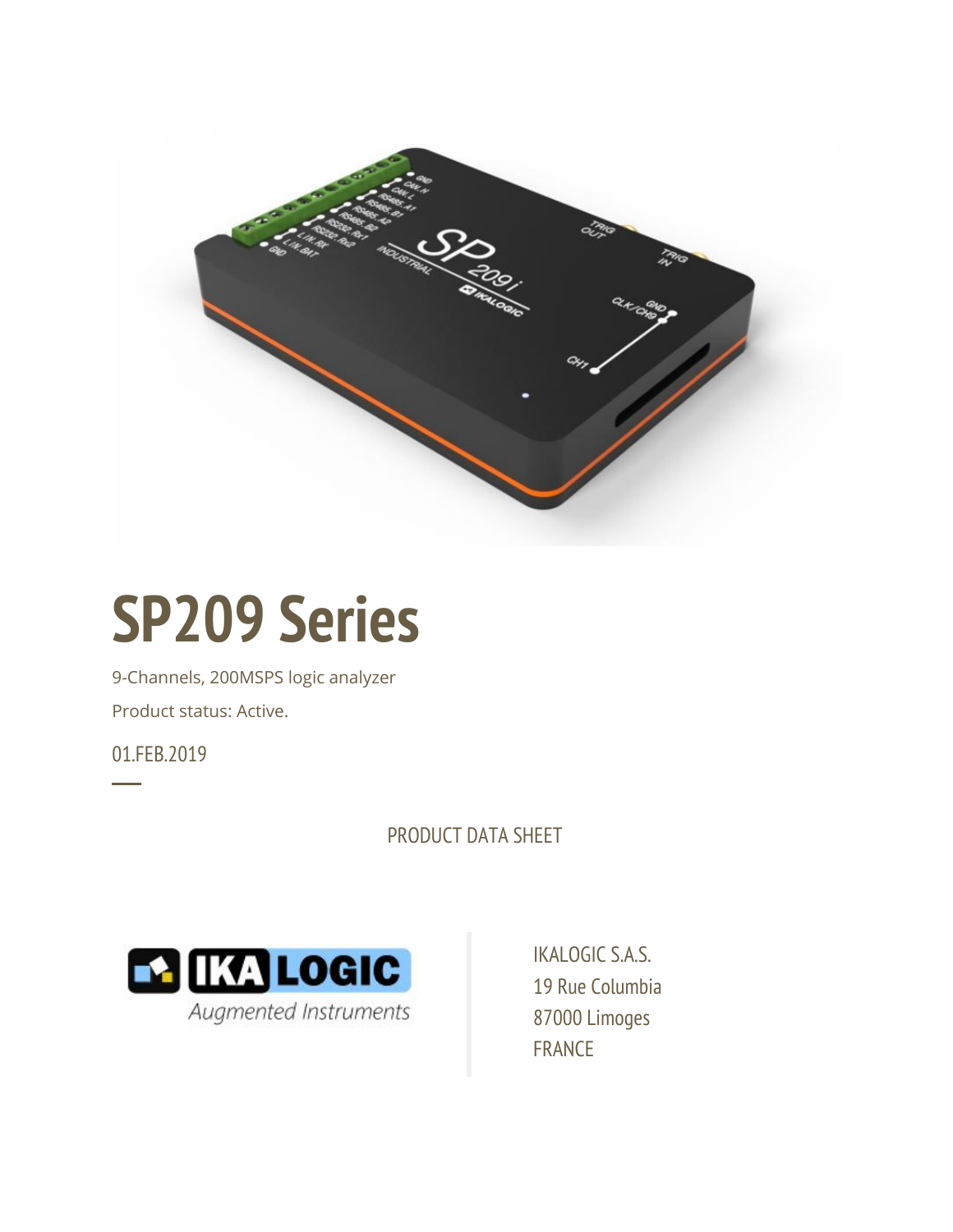# SP209 Series

9-Channels, 200MSPS logic analyzer

Product status: Active.

01.FEB.2019

PRODUCT DATA SHEET

IKALOGIC S.A.S.
19 Rue Columbia
87000 Limoges
FRANCE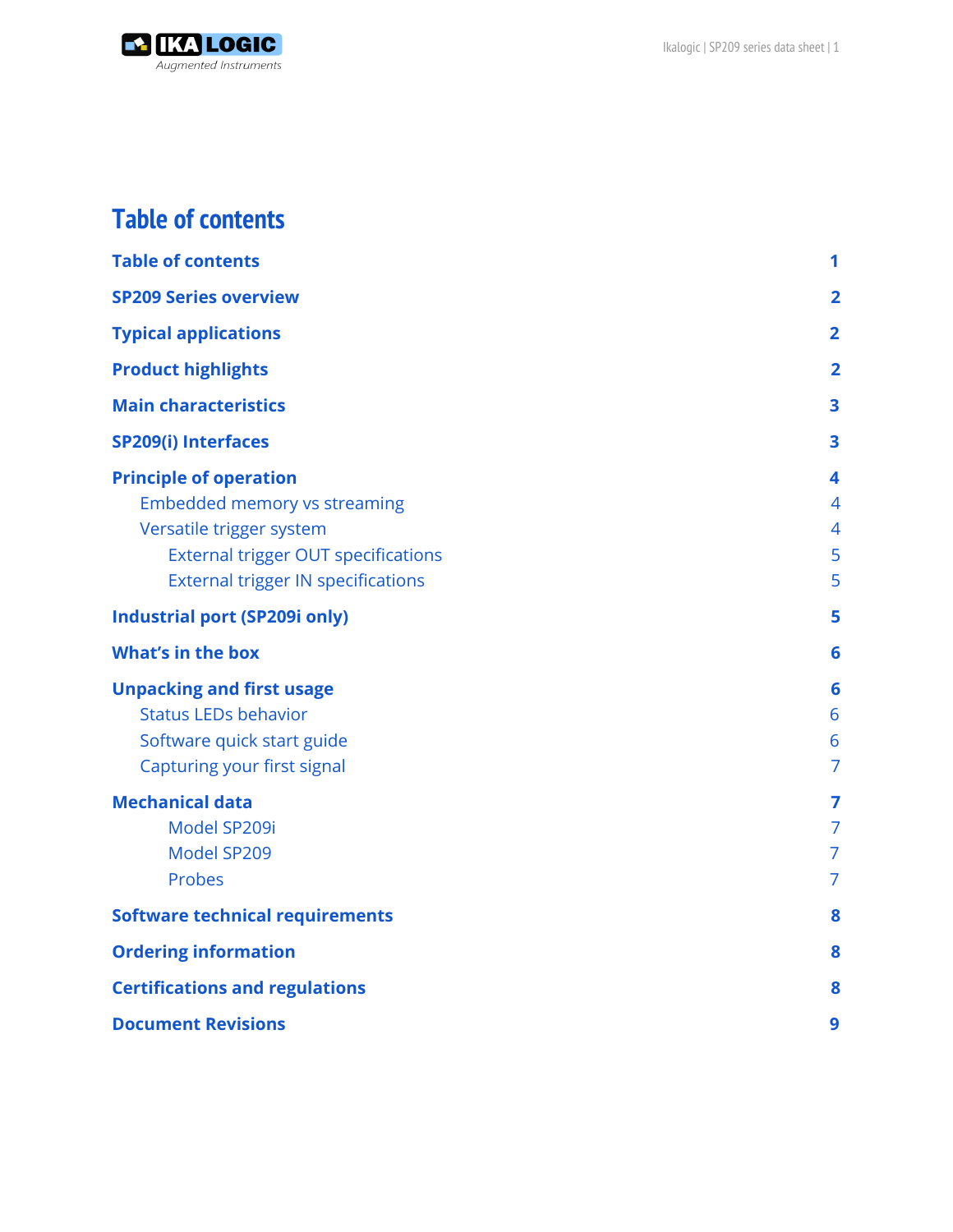# Table of contents

| | |
|---|---|
| **Table of contents** | **1** |
| **SP209 Series overview** | **2** |
| **Typical applications** | **2** |
| **Product highlights** | **2** |
| **Main characteristics** | **3** |
| **SP209(i) Interfaces** | **3** |
| **Principle of operation** | **4** |
| Embedded memory vs streaming | 4 |
| Versatile trigger system | 4 |
| External trigger OUT specifications | 5 |
| External trigger IN specifications | 5 |
| **Industrial port (SP209i only)** | **5** |
| **What's in the box** | **6** |
| **Unpacking and first usage** | **6** |
| Status LEDs behavior | 6 |
| Software quick start guide | 6 |
| Capturing your first signal | 7 |
| **Mechanical data** | **7** |
| Model SP209i | 7 |
| Model SP209 | 7 |
| Probes | 7 |
| **Software technical requirements** | **8** |
| **Ordering information** | **8** |
| **Certifications and regulations** | **8** |
| **Document Revisions** | **9** |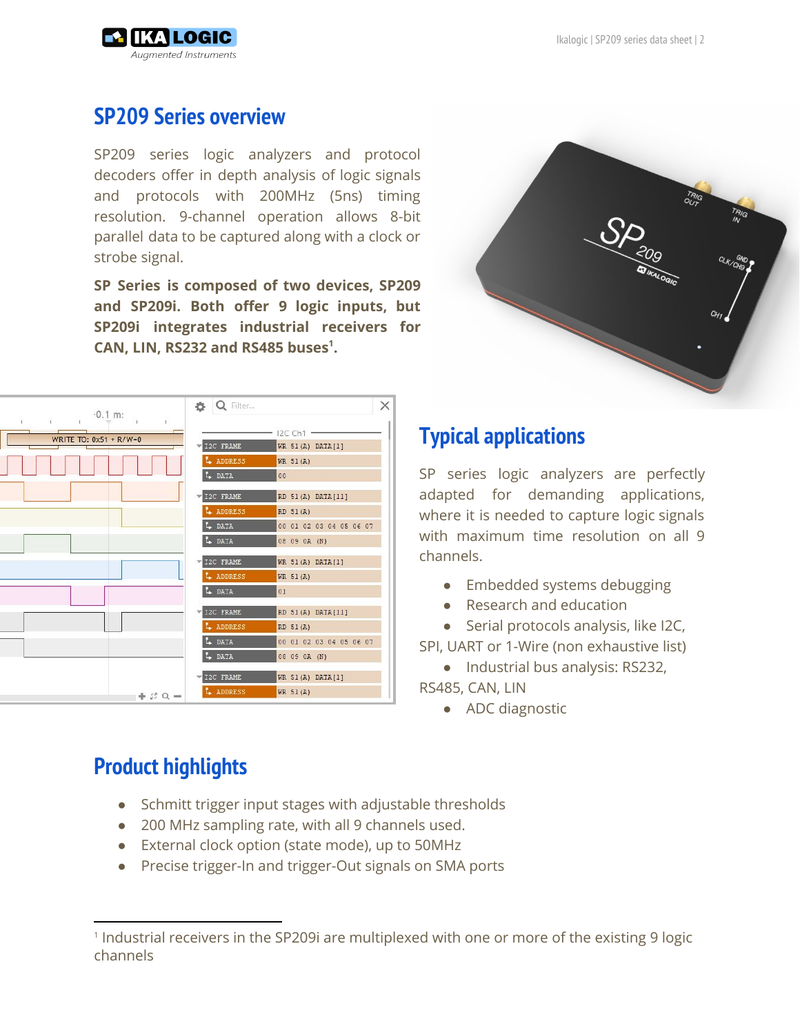## SP209 Series overview

SP209 series logic analyzers and protocol decoders offer in depth analysis of logic signals and protocols with 200MHz (5ns) timing resolution. 9-channel operation allows 8-bit parallel data to be captured along with a clock or strobe signal.

**SP Series is composed of two devices, SP209 and SP209i. Both offer 9 logic inputs, but SP209i integrates industrial receivers for CAN, LIN, RS232 and RS485 buses[1].**

## Typical applications

SP series logic analyzers are perfectly adapted for demanding applications, where it is needed to capture logic signals with maximum time resolution on all 9 channels.

- Embedded systems debugging
- Research and education
- Serial protocols analysis, like I2C, SPI, UART or 1-Wire (non exhaustive list)
- Industrial bus analysis: RS232, RS485, CAN, LIN
- ADC diagnostic

## Product highlights

- Schmitt trigger input stages with adjustable thresholds
- 200 MHz sampling rate, with all 9 channels used.
- External clock option (state mode), up to 50MHz
- Precise trigger-In and trigger-Out signals on SMA ports

---

[1] Industrial receivers in the SP209i are multiplexed with one or more of the existing 9 logic channels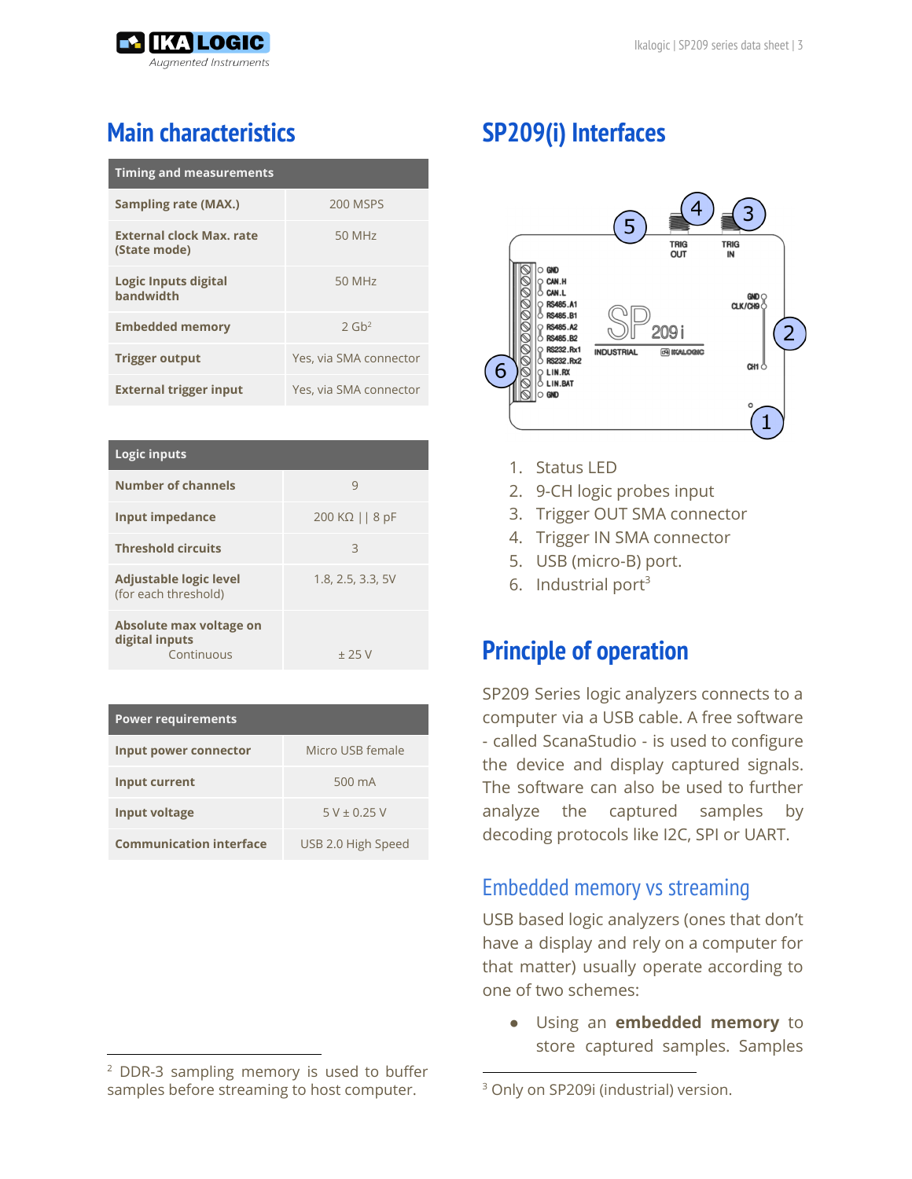# Main characteristics

| Timing and measurements | |
|---|---|
| **Sampling rate (MAX.)** | 200 MSPS |
| **External clock Max. rate (State mode)** | 50 MHz |
| **Logic Inputs digital bandwidth** | 50 MHz |
| **Embedded memory** | 2 Gb[2] |
| **Trigger output** | Yes, via SMA connector |
| **External trigger input** | Yes, via SMA connector |

| Logic inputs | |
|---|---|
| **Number of channels** | 9 |
| **Input impedance** | 200 KΩ \|\| 8 pF |
| **Threshold circuits** | 3 |
| **Adjustable logic level** (for each threshold) | 1.8, 2.5, 3.3, 5V |
| **Absolute max voltage on digital inputs** Continuous | ± 25 V |

| Power requirements | |
|---|---|
| **Input power connector** | Micro USB female |
| **Input current** | 500 mA |
| **Input voltage** | 5 V ± 0.25 V |
| **Communication interface** | USB 2.0 High Speed |

[2] DDR-3 sampling memory is used to buffer samples before streaming to host computer.

# SP209(i) Interfaces

TRIG OUT
TRIG IN
GND
CAN.H
CAN.L
RS485.A1
RS485.B1
RS485.A2
RS485.B2
RS232.Rx1
RS232.Rx2
LIN.RX
LIN.BAT
GND
SP 209 i
INDUSTRIAL
IKALOGIC
GND
CLK/CH9
CH1

1. Status LED
2. 9-CH logic probes input
3. Trigger OUT SMA connector
4. Trigger IN SMA connector
5. USB (micro-B) port.
6. Industrial port[3]

# Principle of operation

SP209 Series logic analyzers connects to a computer via a USB cable. A free software - called ScanaStudio - is used to configure the device and display captured signals. The software can also be used to further analyze the captured samples by decoding protocols like I2C, SPI or UART.

## Embedded memory vs streaming

USB based logic analyzers (ones that don't have a display and rely on a computer for that matter) usually operate according to one of two schemes:

- Using an **embedded memory** to store captured samples. Samples

[3] Only on SP209i (industrial) version.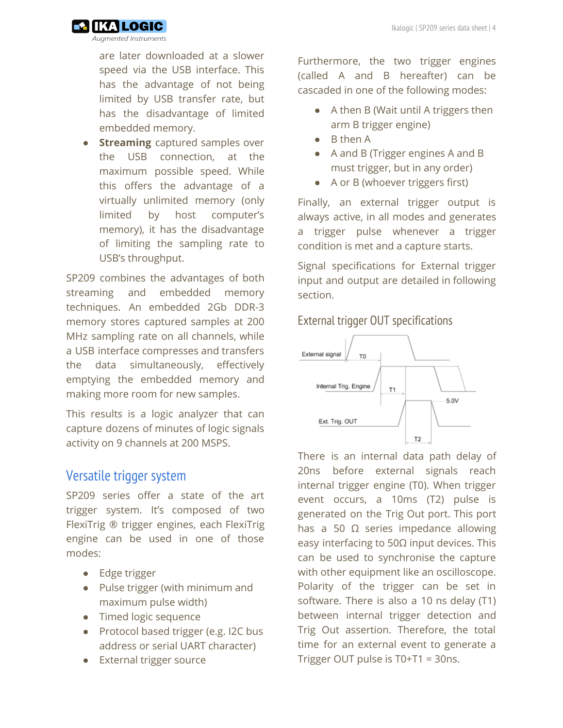are later downloaded at a slower speed via the USB interface. This has the advantage of not being limited by USB transfer rate, but has the disadvantage of limited embedded memory.

- **Streaming** captured samples over the USB connection, at the maximum possible speed. While this offers the advantage of a virtually unlimited memory (only limited by host computer's memory), it has the disadvantage of limiting the sampling rate to USB's throughput.

SP209 combines the advantages of both streaming and embedded memory techniques. An embedded 2Gb DDR-3 memory stores captured samples at 200 MHz sampling rate on all channels, while a USB interface compresses and transfers the data simultaneously, effectively emptying the embedded memory and making more room for new samples.

This results is a logic analyzer that can capture dozens of minutes of logic signals activity on 9 channels at 200 MSPS.

## Versatile trigger system

SP209 series offer a state of the art trigger system. It's composed of two FlexiTrig ® trigger engines, each FlexiTrig engine can be used in one of those modes:

- Edge trigger
- Pulse trigger (with minimum and maximum pulse width)
- Timed logic sequence
- Protocol based trigger (e.g. I2C bus address or serial UART character)
- External trigger source

Furthermore, the two trigger engines (called A and B hereafter) can be cascaded in one of the following modes:

- A then B (Wait until A triggers then arm B trigger engine)
- B then A
- A and B (Trigger engines A and B must trigger, but in any order)
- A or B (whoever triggers first)

Finally, an external trigger output is always active, in all modes and generates a trigger pulse whenever a trigger condition is met and a capture starts.

Signal specifications for External trigger input and output are detailed in following section.

## External trigger OUT specifications

External signal
T0
Internal Trig. Engine
T1
5.0V
Ext. Trig. OUT
T2

There is an internal data path delay of 20ns before external signals reach internal trigger engine (T0). When trigger event occurs, a 10ms (T2) pulse is generated on the Trig Out port. This port has a 50 Ω series impedance allowing easy interfacing to 50Ω input devices. This can be used to synchronise the capture with other equipment like an oscilloscope. Polarity of the trigger can be set in software. There is also a 10 ns delay (T1) between internal trigger detection and Trig Out assertion. Therefore, the total time for an external event to generate a Trigger OUT pulse is T0+T1 = 30ns.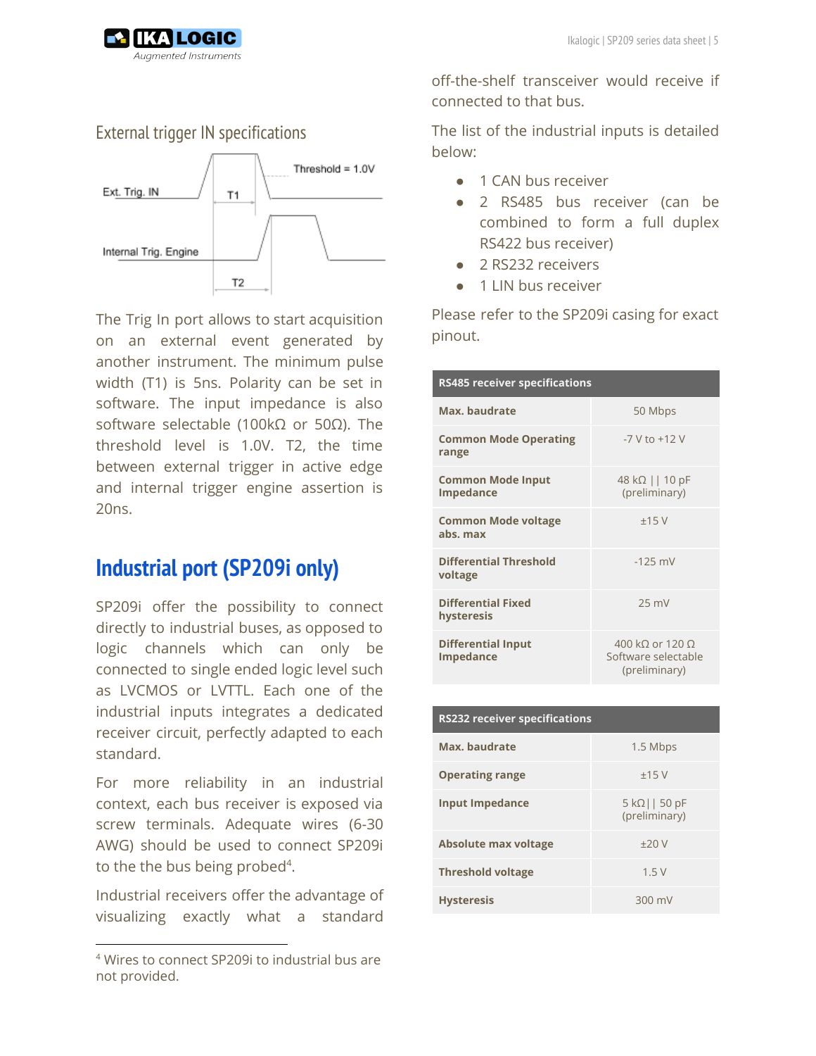## External trigger IN specifications

Threshold = 1.0V

Ext. Trig. IN

T1

Internal Trig. Engine

T2

The Trig In port allows to start acquisition on an external event generated by another instrument. The minimum pulse width (T1) is 5ns. Polarity can be set in software. The input impedance is also software selectable (100kΩ or 50Ω). The threshold level is 1.0V. T2, the time between external trigger in active edge and internal trigger engine assertion is 20ns.

# Industrial port (SP209i only)

SP209i offer the possibility to connect directly to industrial buses, as opposed to logic channels which can only be connected to single ended logic level such as LVCMOS or LVTTL. Each one of the industrial inputs integrates a dedicated receiver circuit, perfectly adapted to each standard.

For more reliability in an industrial context, each bus receiver is exposed via screw terminals. Adequate wires (6-30 AWG) should be used to connect SP209i to the the bus being probed[4].

Industrial receivers offer the advantage of visualizing exactly what a standard off-the-shelf transceiver would receive if connected to that bus.

The list of the industrial inputs is detailed below:

- 1 CAN bus receiver
- 2 RS485 bus receiver (can be combined to form a full duplex RS422 bus receiver)
- 2 RS232 receivers
- 1 LIN bus receiver

Please refer to the SP209i casing for exact pinout.

| RS485 receiver specifications | |
|---|---|
| **Max. baudrate** | 50 Mbps |
| **Common Mode Operating range** | -7 V to +12 V |
| **Common Mode Input Impedance** | 48 kΩ \|\| 10 pF (preliminary) |
| **Common Mode voltage abs. max** | ±15 V |
| **Differential Threshold voltage** | -125 mV |
| **Differential Fixed hysteresis** | 25 mV |
| **Differential Input Impedance** | 400 kΩ or 120 Ω Software selectable (preliminary) |

| RS232 receiver specifications | |
|---|---|
| **Max. baudrate** | 1.5 Mbps |
| **Operating range** | ±15 V |
| **Input Impedance** | 5 kΩ\|\| 50 pF (preliminary) |
| **Absolute max voltage** | ±20 V |
| **Threshold voltage** | 1.5 V |
| **Hysteresis** | 300 mV |

[4] Wires to connect SP209i to industrial bus are not provided.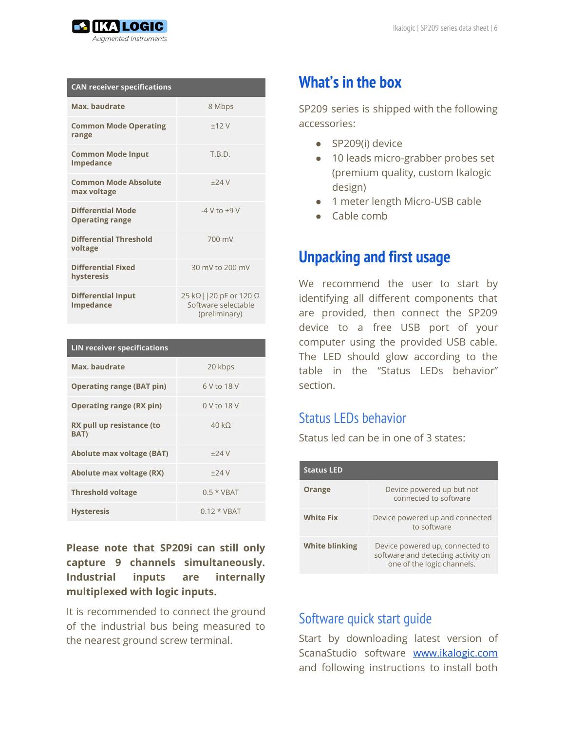| CAN receiver specifications | |
|---|---|
| **Max. baudrate** | 8 Mbps |
| **Common Mode Operating range** | ±12 V |
| **Common Mode Input Impedance** | T.B.D. |
| **Common Mode Absolute max voltage** | ±24 V |
| **Differential Mode Operating range** | -4 V to +9 V |
| **Differential Threshold voltage** | 700 mV |
| **Differential Fixed hysteresis** | 30 mV to 200 mV |
| **Differential Input Impedance** | 25 kΩ\|\|20 pF or 120 Ω Software selectable (preliminary) |

| LIN receiver specifications | |
|---|---|
| **Max. baudrate** | 20 kbps |
| **Operating range (BAT pin)** | 6 V to 18 V |
| **Operating range (RX pin)** | 0 V to 18 V |
| **RX pull up resistance (to BAT)** | 40 kΩ |
| **Abolute max voltage (BAT)** | ±24 V |
| **Abolute max voltage (RX)** | ±24 V |
| **Threshold voltage** | 0.5 * VBAT |
| **Hysteresis** | 0.12 * VBAT |

**Please note that SP209i can still only capture 9 channels simultaneously. Industrial inputs are internally multiplexed with logic inputs.**

It is recommended to connect the ground of the industrial bus being measured to the nearest ground screw terminal.

# What's in the box

SP209 series is shipped with the following accessories:

- SP209(i) device
- 10 leads micro-grabber probes set (premium quality, custom Ikalogic design)
- 1 meter length Micro-USB cable
- Cable comb

# Unpacking and first usage

We recommend the user to start by identifying all different components that are provided, then connect the SP209 device to a free USB port of your computer using the provided USB cable. The LED should glow according to the table in the "Status LEDs behavior" section.

## Status LEDs behavior

Status led can be in one of 3 states:

| Status LED | |
|---|---|
| **Orange** | Device powered up but not connected to software |
| **White Fix** | Device powered up and connected to software |
| **White blinking** | Device powered up, connected to software and detecting activity on one of the logic channels. |

## Software quick start guide

Start by downloading latest version of ScanaStudio software www.ikalogic.com and following instructions to install both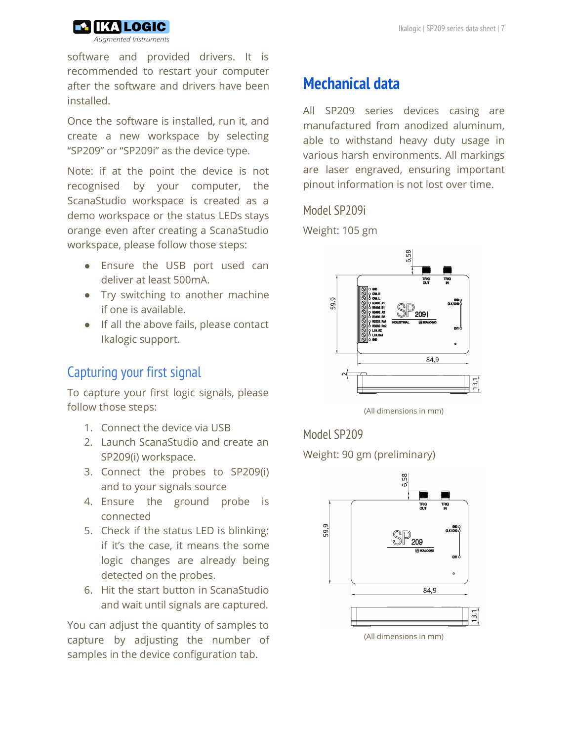software and provided drivers. It is recommended to restart your computer after the software and drivers have been installed.

Once the software is installed, run it, and create a new workspace by selecting “SP209” or “SP209i” as the device type.

Note: if at the point the device is not recognised by your computer, the ScanaStudio workspace is created as a demo workspace or the status LEDs stays orange even after creating a ScanaStudio workspace, please follow those steps:

- Ensure the USB port used can deliver at least 500mA.
- Try switching to another machine if one is available.
- If all the above fails, please contact Ikalogic support.

## Capturing your first signal

To capture your first logic signals, please follow those steps:

1. Connect the device via USB
2. Launch ScanaStudio and create an SP209(i) workspace.
3. Connect the probes to SP209(i) and to your signals source
4. Ensure the ground probe is connected
5. Check if the status LED is blinking: if it’s the case, it means the some logic changes are already being detected on the probes.
6. Hit the start button in ScanaStudio and wait until signals are captured.

You can adjust the quantity of samples to capture by adjusting the number of samples in the device configuration tab.

# Mechanical data

All SP209 series devices casing are manufactured from anodized aluminum, able to withstand heavy duty usage in various harsh environments. All markings are laser engraved, ensuring important pinout information is not lost over time.

### Model SP209i

Weight: 105 gm

6,58
59,9
84,9
2
13,1

(All dimensions in mm)

### Model SP209

Weight: 90 gm (preliminary)

6,58
59,9
84,9
13,1

(All dimensions in mm)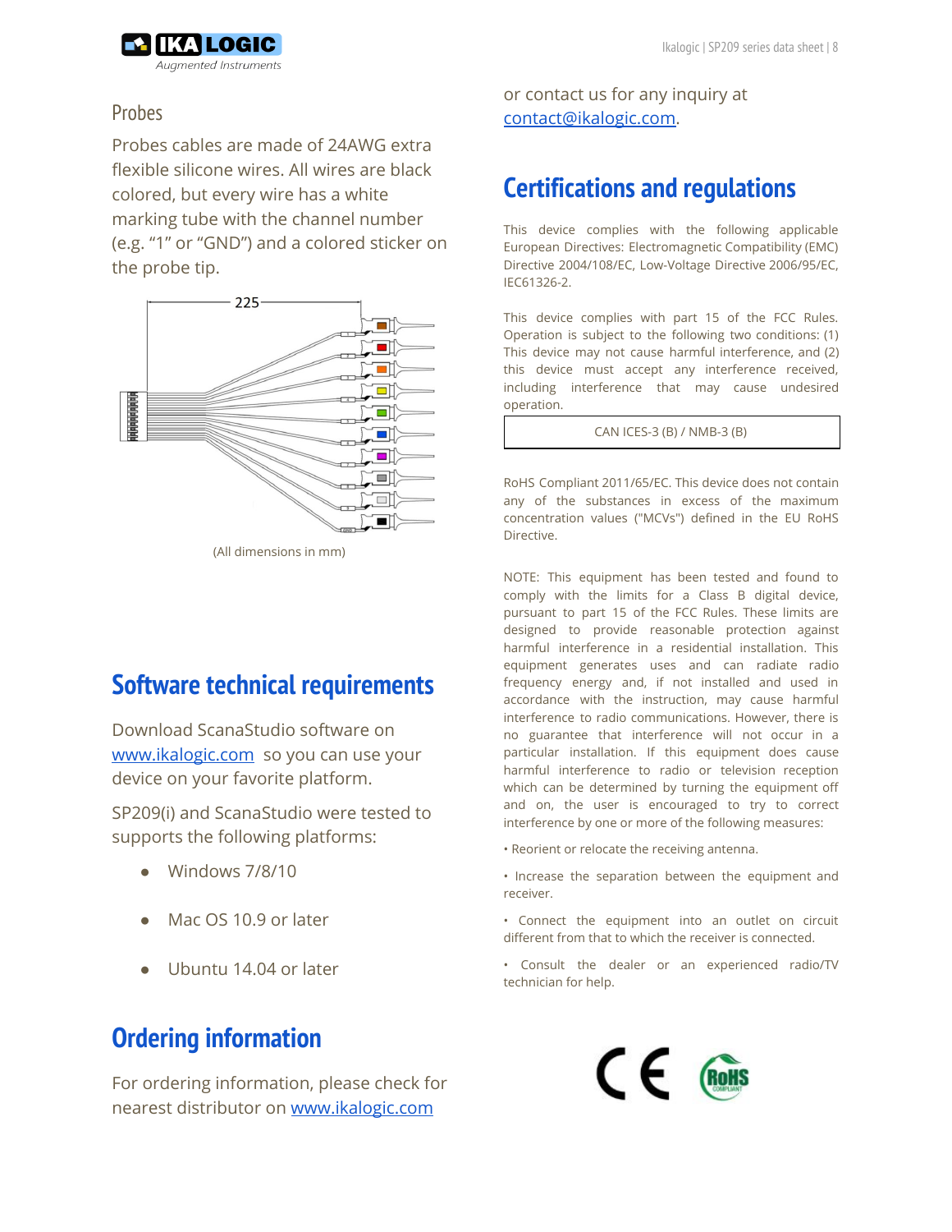## Probes

Probes cables are made of 24AWG extra flexible silicone wires. All wires are black colored, but every wire has a white marking tube with the channel number (e.g. “1” or “GND”) and a colored sticker on the probe tip.

225

(All dimensions in mm)

## Software technical requirements

Download ScanaStudio software on www.ikalogic.com so you can use your device on your favorite platform.

SP209(i) and ScanaStudio were tested to supports the following platforms:

- Windows 7/8/10
- Mac OS 10.9 or later
- Ubuntu 14.04 or later

## Ordering information

For ordering information, please check for nearest distributor on www.ikalogic.com or contact us for any inquiry at contact@ikalogic.com.

## Certifications and regulations

This device complies with the following applicable European Directives: Electromagnetic Compatibility (EMC) Directive 2004/108/EC, Low-Voltage Directive 2006/95/EC, IEC61326-2.

This device complies with part 15 of the FCC Rules. Operation is subject to the following two conditions: (1) This device may not cause harmful interference, and (2) this device must accept any interference received, including interference that may cause undesired operation.

| |
|---|
| CAN ICES-3 (B) / NMB-3 (B) |

RoHS Compliant 2011/65/EC. This device does not contain any of the substances in excess of the maximum concentration values ("MCVs") defined in the EU RoHS Directive.

NOTE: This equipment has been tested and found to comply with the limits for a Class B digital device, pursuant to part 15 of the FCC Rules. These limits are designed to provide reasonable protection against harmful interference in a residential installation. This equipment generates uses and can radiate radio frequency energy and, if not installed and used in accordance with the instruction, may cause harmful interference to radio communications. However, there is no guarantee that interference will not occur in a particular installation. If this equipment does cause harmful interference to radio or television reception which can be determined by turning the equipment off and on, the user is encouraged to try to correct interference by one or more of the following measures:

• Reorient or relocate the receiving antenna.

• Increase the separation between the equipment and receiver.

• Connect the equipment into an outlet on circuit different from that to which the receiver is connected.

• Consult the dealer or an experienced radio/TV technician for help.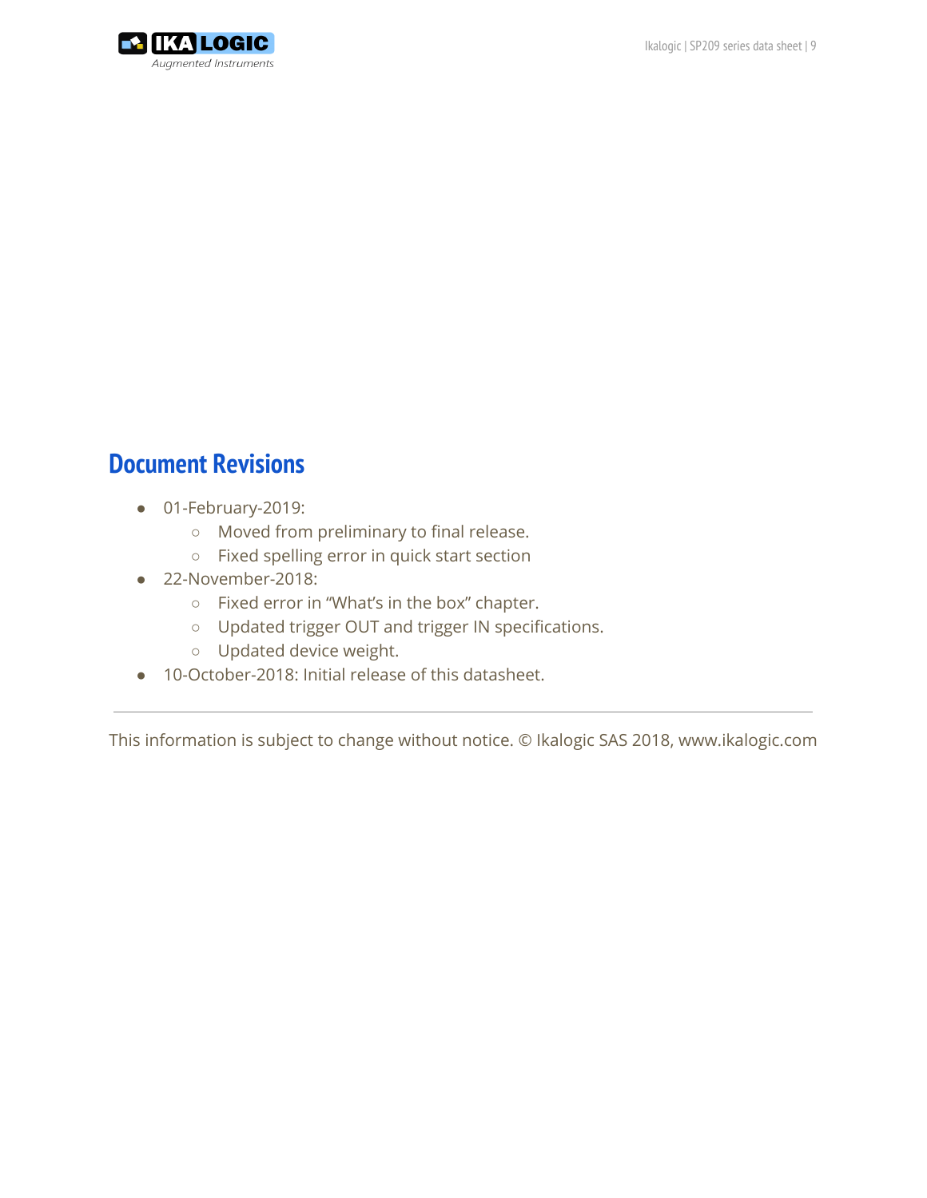## Document Revisions

- 01-February-2019:
  - Moved from preliminary to final release.
  - Fixed spelling error in quick start section
- 22-November-2018:
  - Fixed error in “What’s in the box” chapter.
  - Updated trigger OUT and trigger IN specifications.
  - Updated device weight.
- 10-October-2018: Initial release of this datasheet.

---

This information is subject to change without notice. © Ikalogic SAS 2018, www.ikalogic.com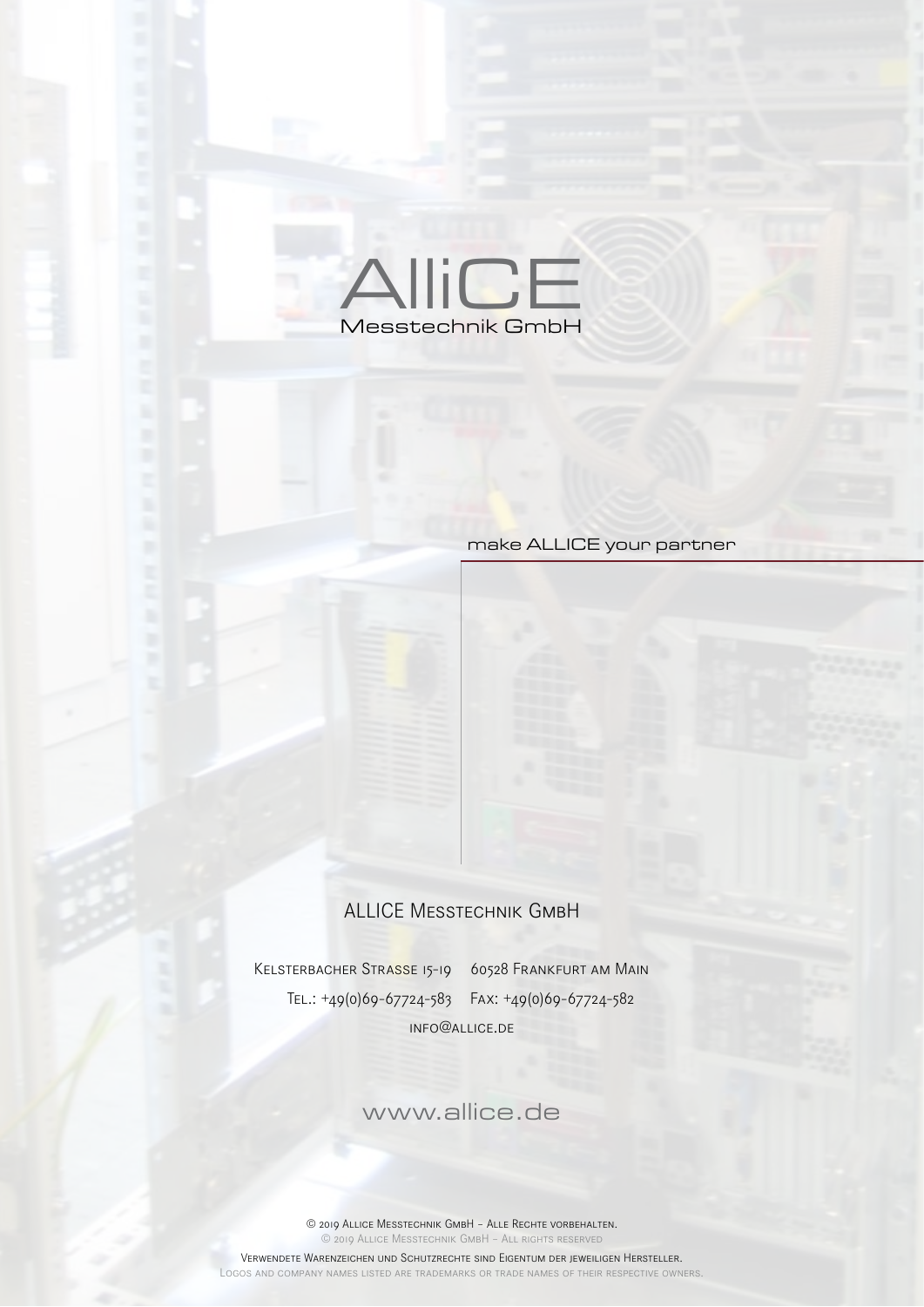# AlliCE

Messtechnik GmbH

make ALLICE your partner

## ALLICE Messtechnik GmbH

Kelsterbacher Strasse 15-19    60528 Frankfurt am Main

Tel.: +49(0)69-67724-583    Fax: +49(0)69-67724-582

info@allice.de

www.allice.de

© 2019 Allice Messtechnik GmbH – Alle Rechte vorbehalten.
© 2019 Allice Messtechnik GmbH – All rights reserved

Verwendete Warenzeichen und Schutzrechte sind Eigentum der jeweiligen Hersteller.
Logos and company names listed are trademarks or trade names of their respective owners.